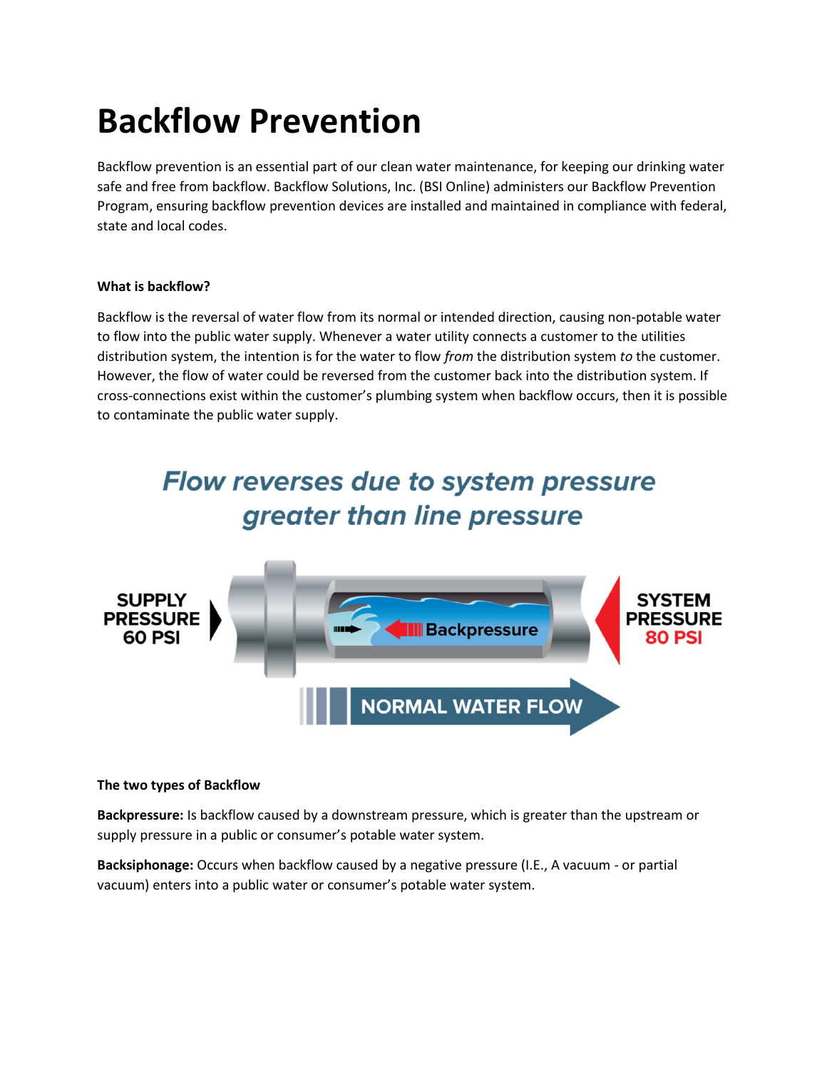# Backflow Prevention

Backflow prevention is an essential part of our clean water maintenance, for keeping our drinking water safe and free from backflow. Backflow Solutions, Inc. (BSI Online) administers our Backflow Prevention Program, ensuring backflow prevention devices are installed and maintained in compliance with federal, state and local codes.

**What is backflow?**

Backflow is the reversal of water flow from its normal or intended direction, causing non-potable water to flow into the public water supply. Whenever a water utility connects a customer to the utilities distribution system, the intention is for the water to flow *from* the distribution system *to* the customer. However, the flow of water could be reversed from the customer back into the distribution system. If cross-connections exist within the customer's plumbing system when backflow occurs, then it is possible to contaminate the public water supply.

*Flow reverses due to system pressure greater than line pressure*

**The two types of Backflow**

**Backpressure:** Is backflow caused by a downstream pressure, which is greater than the upstream or supply pressure in a public or consumer's potable water system.

**Backsiphonage:** Occurs when backflow caused by a negative pressure (I.E., A vacuum - or partial vacuum) enters into a public water or consumer's potable water system.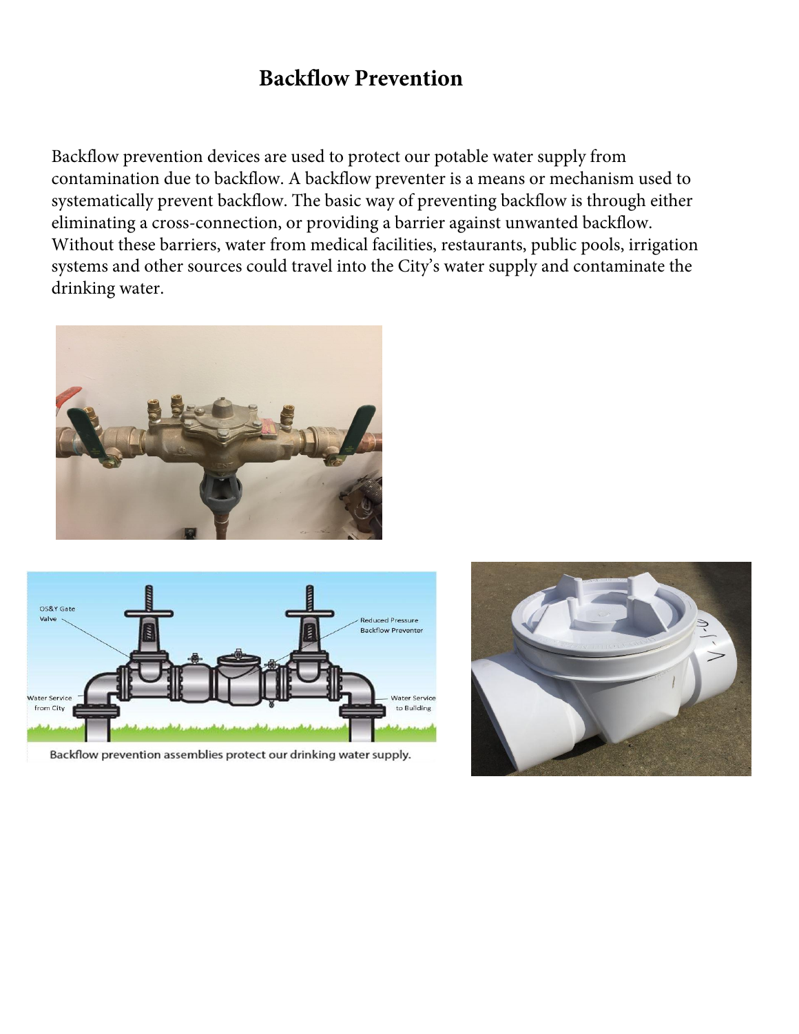# Backflow Prevention

Backflow prevention devices are used to protect our potable water supply from contamination due to backflow. A backflow preventer is a means or mechanism used to systematically prevent backflow. The basic way of preventing backflow is through either eliminating a cross-connection, or providing a barrier against unwanted backflow. Without these barriers, water from medical facilities, restaurants, public pools, irrigation systems and other sources could travel into the City's water supply and contaminate the drinking water.

Backflow prevention assemblies protect our drinking water supply.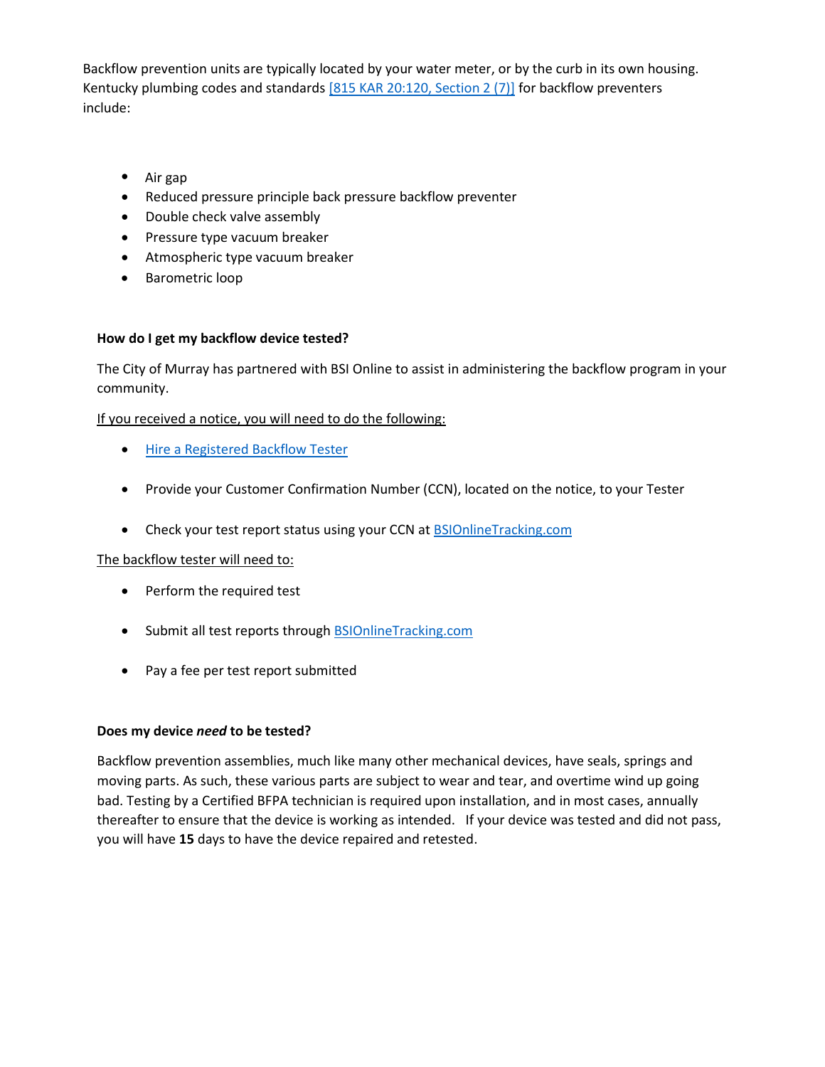Backflow prevention units are typically located by your water meter, or by the curb in its own housing. Kentucky plumbing codes and standards [815 KAR 20:120, Section 2 (7)] for backflow preventers include:

- Air gap
- Reduced pressure principle back pressure backflow preventer
- Double check valve assembly
- Pressure type vacuum breaker
- Atmospheric type vacuum breaker
- Barometric loop

**How do I get my backflow device tested?**

The City of Murray has partnered with BSI Online to assist in administering the backflow program in your community.

If you received a notice, you will need to do the following:

- Hire a Registered Backflow Tester
- Provide your Customer Confirmation Number (CCN), located on the notice, to your Tester
- Check your test report status using your CCN at BSIOnlineTracking.com

The backflow tester will need to:

- Perform the required test
- Submit all test reports through BSIOnlineTracking.com
- Pay a fee per test report submitted

**Does my device *need* to be tested?**

Backflow prevention assemblies, much like many other mechanical devices, have seals, springs and moving parts. As such, these various parts are subject to wear and tear, and overtime wind up going bad. Testing by a Certified BFPA technician is required upon installation, and in most cases, annually thereafter to ensure that the device is working as intended. If your device was tested and did not pass, you will have **15** days to have the device repaired and retested.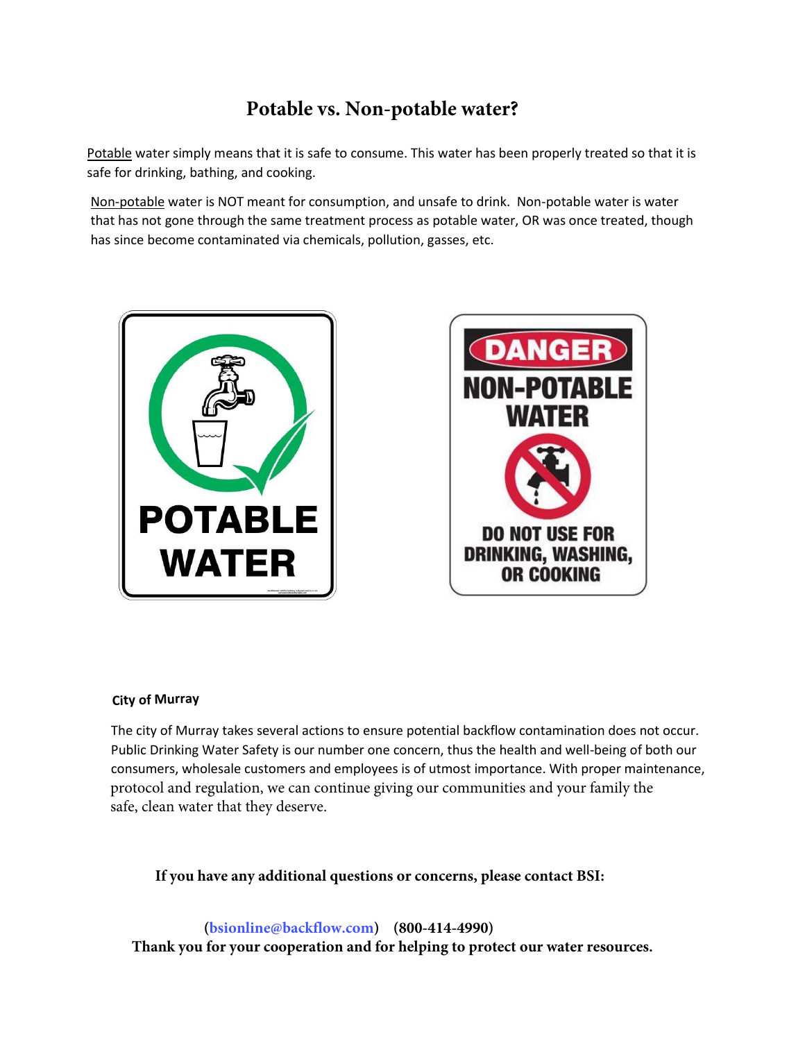# Potable vs. Non-potable water?

Potable water simply means that it is safe to consume. This water has been properly treated so that it is safe for drinking, bathing, and cooking.

Non-potable water is NOT meant for consumption, and unsafe to drink. Non-potable water is water that has not gone through the same treatment process as potable water, OR was once treated, though has since become contaminated via chemicals, pollution, gasses, etc.

POTABLE WATER

DANGER
NON-POTABLE WATER
DO NOT USE FOR DRINKING, WASHING, OR COOKING

### City of Murray

The city of Murray takes several actions to ensure potential backflow contamination does not occur. Public Drinking Water Safety is our number one concern, thus the health and well-being of both our consumers, wholesale customers and employees is of utmost importance. With proper maintenance, protocol and regulation, we can continue giving our communities and your family the safe, clean water that they deserve.

**If you have any additional questions or concerns, please contact BSI:**

**(bsionline@backflow.com) (800-414-4990)**

**Thank you for your cooperation and for helping to protect our water resources.**